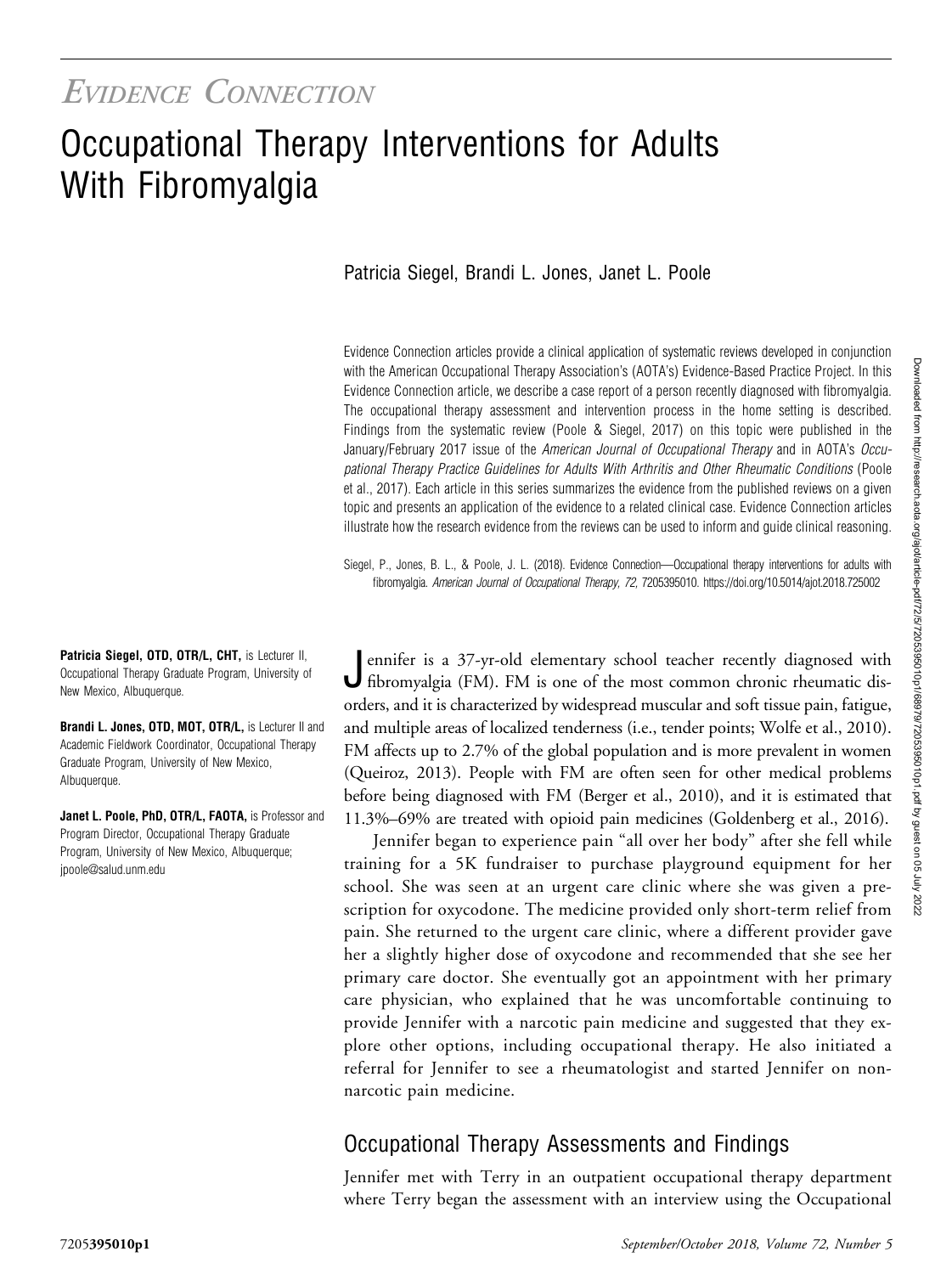*Evidence Connection*

# Occupational Therapy Interventions for Adults With Fibromyalgia

Patricia Siegel, Brandi L. Jones, Janet L. Poole

Evidence Connection articles provide a clinical application of systematic reviews developed in conjunction with the American Occupational Therapy Association's (AOTA's) Evidence-Based Practice Project. In this Evidence Connection article, we describe a case report of a person recently diagnosed with fibromyalgia. The occupational therapy assessment and intervention process in the home setting is described. Findings from the systematic review (Poole & Siegel, 2017) on this topic were published in the January/February 2017 issue of the *American Journal of Occupational Therapy* and in AOTA's *Occupational Therapy Practice Guidelines for Adults With Arthritis and Other Rheumatic Conditions* (Poole et al., 2017). Each article in this series summarizes the evidence from the published reviews on a given topic and presents an application of the evidence to a related clinical case. Evidence Connection articles illustrate how the research evidence from the reviews can be used to inform and guide clinical reasoning.

Siegel, P., Jones, B. L., & Poole, J. L. (2018). Evidence Connection—Occupational therapy interventions for adults with fibromyalgia. *American Journal of Occupational Therapy, 72,* 7205395010. https://doi.org/10.5014/ajot.2018.725002

**Patricia Siegel, OTD, OTR/L, CHT,** is Lecturer II, Occupational Therapy Graduate Program, University of New Mexico, Albuquerque.

**Brandi L. Jones, OTD, MOT, OTR/L,** is Lecturer II and Academic Fieldwork Coordinator, Occupational Therapy Graduate Program, University of New Mexico, Albuquerque.

**Janet L. Poole, PhD, OTR/L, FAOTA,** is Professor and Program Director, Occupational Therapy Graduate Program, University of New Mexico, Albuquerque; jpoole@salud.unm.edu

Jennifer is a 37-yr-old elementary school teacher recently diagnosed with fibromyalgia (FM). FM is one of the most common chronic rheumatic disorders, and it is characterized by widespread muscular and soft tissue pain, fatigue, and multiple areas of localized tenderness (i.e., tender points; Wolfe et al., 2010). FM affects up to 2.7% of the global population and is more prevalent in women (Queiroz, 2013). People with FM are often seen for other medical problems before being diagnosed with FM (Berger et al., 2010), and it is estimated that 11.3%–69% are treated with opioid pain medicines (Goldenberg et al., 2016).

Jennifer began to experience pain "all over her body" after she fell while training for a 5K fundraiser to purchase playground equipment for her school. She was seen at an urgent care clinic where she was given a prescription for oxycodone. The medicine provided only short-term relief from pain. She returned to the urgent care clinic, where a different provider gave her a slightly higher dose of oxycodone and recommended that she see her primary care doctor. She eventually got an appointment with her primary care physician, who explained that he was uncomfortable continuing to provide Jennifer with a narcotic pain medicine and suggested that they explore other options, including occupational therapy. He also initiated a referral for Jennifer to see a rheumatologist and started Jennifer on non-narcotic pain medicine.

## Occupational Therapy Assessments and Findings

Jennifer met with Terry in an outpatient occupational therapy department where Terry began the assessment with an interview using the Occupational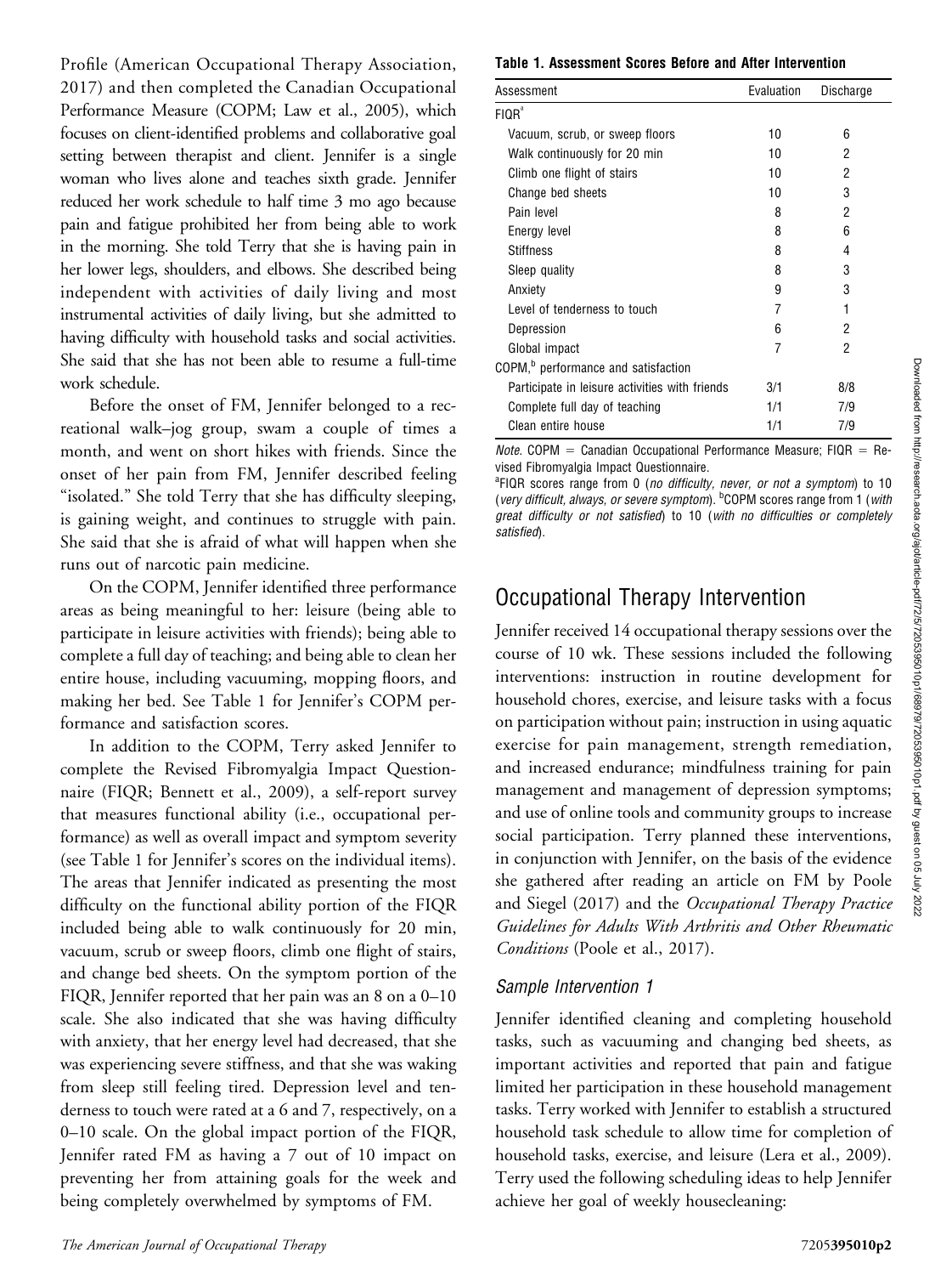Profile (American Occupational Therapy Association, 2017) and then completed the Canadian Occupational Performance Measure (COPM; Law et al., 2005), which focuses on client-identified problems and collaborative goal setting between therapist and client. Jennifer is a single woman who lives alone and teaches sixth grade. Jennifer reduced her work schedule to half time 3 mo ago because pain and fatigue prohibited her from being able to work in the morning. She told Terry that she is having pain in her lower legs, shoulders, and elbows. She described being independent with activities of daily living and most instrumental activities of daily living, but she admitted to having difficulty with household tasks and social activities. She said that she has not been able to resume a full-time work schedule.

Before the onset of FM, Jennifer belonged to a recreational walk–jog group, swam a couple of times a month, and went on short hikes with friends. Since the onset of her pain from FM, Jennifer described feeling "isolated." She told Terry that she has difficulty sleeping, is gaining weight, and continues to struggle with pain. She said that she is afraid of what will happen when she runs out of narcotic pain medicine.

On the COPM, Jennifer identified three performance areas as being meaningful to her: leisure (being able to participate in leisure activities with friends); being able to complete a full day of teaching; and being able to clean her entire house, including vacuuming, mopping floors, and making her bed. See Table 1 for Jennifer's COPM performance and satisfaction scores.

In addition to the COPM, Terry asked Jennifer to complete the Revised Fibromyalgia Impact Questionnaire (FIQR; Bennett et al., 2009), a self-report survey that measures functional ability (i.e., occupational performance) as well as overall impact and symptom severity (see Table 1 for Jennifer's scores on the individual items). The areas that Jennifer indicated as presenting the most difficulty on the functional ability portion of the FIQR included being able to walk continuously for 20 min, vacuum, scrub or sweep floors, climb one flight of stairs, and change bed sheets. On the symptom portion of the FIQR, Jennifer reported that her pain was an 8 on a 0–10 scale. She also indicated that she was having difficulty with anxiety, that her energy level had decreased, that she was experiencing severe stiffness, and that she was waking from sleep still feeling tired. Depression level and tenderness to touch were rated at a 6 and 7, respectively, on a 0–10 scale. On the global impact portion of the FIQR, Jennifer rated FM as having a 7 out of 10 impact on preventing her from attaining goals for the week and being completely overwhelmed by symptoms of FM.

**Table 1. Assessment Scores Before and After Intervention**

| Assessment | Evaluation | Discharge |
|---|---|---|
| FIQR[a] | | |
| Vacuum, scrub, or sweep floors | 10 | 6 |
| Walk continuously for 20 min | 10 | 2 |
| Climb one flight of stairs | 10 | 2 |
| Change bed sheets | 10 | 3 |
| Pain level | 8 | 2 |
| Energy level | 8 | 6 |
| Stiffness | 8 | 4 |
| Sleep quality | 8 | 3 |
| Anxiety | 9 | 3 |
| Level of tenderness to touch | 7 | 1 |
| Depression | 6 | 2 |
| Global impact | 7 | 2 |
| COPM,[b] performance and satisfaction | | |
| Participate in leisure activities with friends | 3/1 | 8/8 |
| Complete full day of teaching | 1/1 | 7/9 |
| Clean entire house | 1/1 | 7/9 |

*Note.* COPM = Canadian Occupational Performance Measure; FIQR = Revised Fibromyalgia Impact Questionnaire.
[a]FIQR scores range from 0 (*no difficulty, never, or not a symptom*) to 10 (*very difficult, always, or severe symptom*). [b]COPM scores range from 1 (*with great difficulty or not satisfied*) to 10 (*with no difficulties or completely satisfied*).

## Occupational Therapy Intervention

Jennifer received 14 occupational therapy sessions over the course of 10 wk. These sessions included the following interventions: instruction in routine development for household chores, exercise, and leisure tasks with a focus on participation without pain; instruction in using aquatic exercise for pain management, strength remediation, and increased endurance; mindfulness training for pain management and management of depression symptoms; and use of online tools and community groups to increase social participation. Terry planned these interventions, in conjunction with Jennifer, on the basis of the evidence she gathered after reading an article on FM by Poole and Siegel (2017) and the *Occupational Therapy Practice Guidelines for Adults With Arthritis and Other Rheumatic Conditions* (Poole et al., 2017).

### Sample Intervention 1

Jennifer identified cleaning and completing household tasks, such as vacuuming and changing bed sheets, as important activities and reported that pain and fatigue limited her participation in these household management tasks. Terry worked with Jennifer to establish a structured household task schedule to allow time for completion of household tasks, exercise, and leisure (Lera et al., 2009). Terry used the following scheduling ideas to help Jennifer achieve her goal of weekly housecleaning: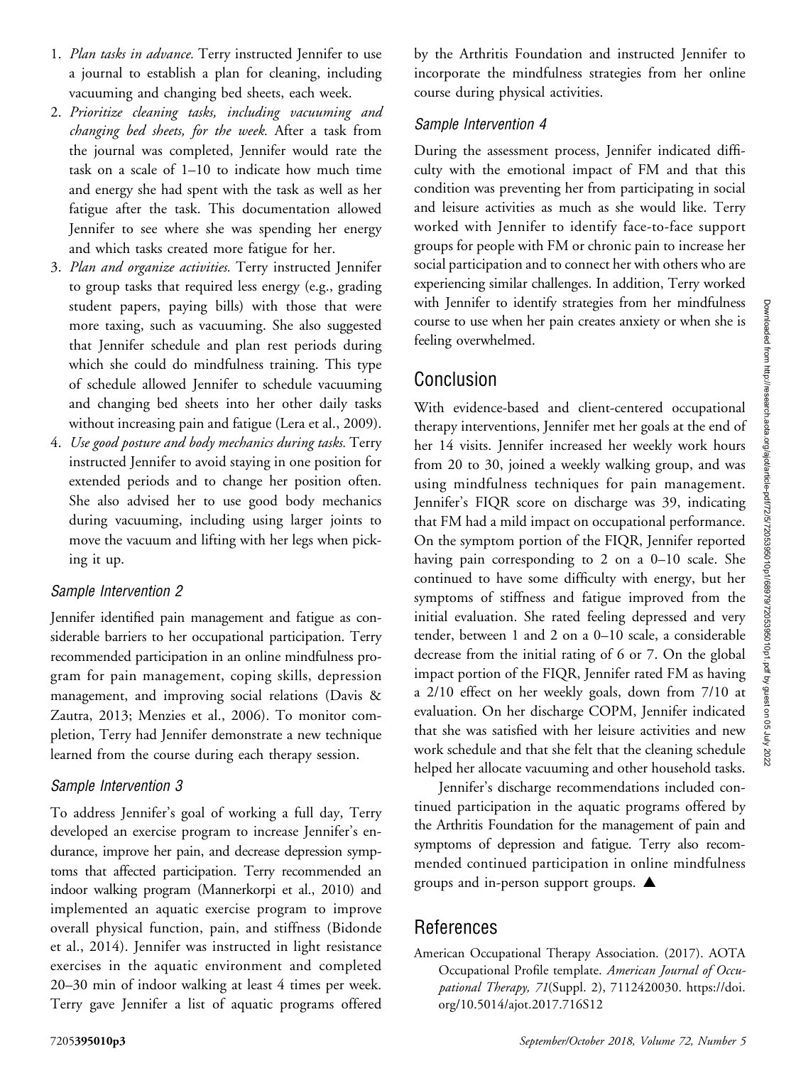1. *Plan tasks in advance.* Terry instructed Jennifer to use a journal to establish a plan for cleaning, including vacuuming and changing bed sheets, each week.
2. *Prioritize cleaning tasks, including vacuuming and changing bed sheets, for the week.* After a task from the journal was completed, Jennifer would rate the task on a scale of 1–10 to indicate how much time and energy she had spent with the task as well as her fatigue after the task. This documentation allowed Jennifer to see where she was spending her energy and which tasks created more fatigue for her.
3. *Plan and organize activities.* Terry instructed Jennifer to group tasks that required less energy (e.g., grading student papers, paying bills) with those that were more taxing, such as vacuuming. She also suggested that Jennifer schedule and plan rest periods during which she could do mindfulness training. This type of schedule allowed Jennifer to schedule vacuuming and changing bed sheets into her other daily tasks without increasing pain and fatigue (Lera et al., 2009).
4. *Use good posture and body mechanics during tasks.* Terry instructed Jennifer to avoid staying in one position for extended periods and to change her position often. She also advised her to use good body mechanics during vacuuming, including using larger joints to move the vacuum and lifting with her legs when picking it up.

### Sample Intervention 2

Jennifer identified pain management and fatigue as considerable barriers to her occupational participation. Terry recommended participation in an online mindfulness program for pain management, coping skills, depression management, and improving social relations (Davis & Zautra, 2013; Menzies et al., 2006). To monitor completion, Terry had Jennifer demonstrate a new technique learned from the course during each therapy session.

### Sample Intervention 3

To address Jennifer's goal of working a full day, Terry developed an exercise program to increase Jennifer's endurance, improve her pain, and decrease depression symptoms that affected participation. Terry recommended an indoor walking program (Mannerkorpi et al., 2010) and implemented an aquatic exercise program to improve overall physical function, pain, and stiffness (Bidonde et al., 2014). Jennifer was instructed in light resistance exercises in the aquatic environment and completed 20–30 min of indoor walking at least 4 times per week. Terry gave Jennifer a list of aquatic programs offered by the Arthritis Foundation and instructed Jennifer to incorporate the mindfulness strategies from her online course during physical activities.

### Sample Intervention 4

During the assessment process, Jennifer indicated difficulty with the emotional impact of FM and that this condition was preventing her from participating in social and leisure activities as much as she would like. Terry worked with Jennifer to identify face-to-face support groups for people with FM or chronic pain to increase her social participation and to connect her with others who are experiencing similar challenges. In addition, Terry worked with Jennifer to identify strategies from her mindfulness course to use when her pain creates anxiety or when she is feeling overwhelmed.

## Conclusion

With evidence-based and client-centered occupational therapy interventions, Jennifer met her goals at the end of her 14 visits. Jennifer increased her weekly work hours from 20 to 30, joined a weekly walking group, and was using mindfulness techniques for pain management. Jennifer's FIQR score on discharge was 39, indicating that FM had a mild impact on occupational performance. On the symptom portion of the FIQR, Jennifer reported having pain corresponding to 2 on a 0–10 scale. She continued to have some difficulty with energy, but her symptoms of stiffness and fatigue improved from the initial evaluation. She rated feeling depressed and very tender, between 1 and 2 on a 0–10 scale, a considerable decrease from the initial rating of 6 or 7. On the global impact portion of the FIQR, Jennifer rated FM as having a 2/10 effect on her weekly goals, down from 7/10 at evaluation. On her discharge COPM, Jennifer indicated that she was satisfied with her leisure activities and new work schedule and that she felt that the cleaning schedule helped her allocate vacuuming and other household tasks.

Jennifer's discharge recommendations included continued participation in the aquatic programs offered by the Arthritis Foundation for the management of pain and symptoms of depression and fatigue. Terry also recommended continued participation in online mindfulness groups and in-person support groups. ▲

## References

American Occupational Therapy Association. (2017). AOTA Occupational Profile template. *American Journal of Occupational Therapy, 71*(Suppl. 2), 7112420030. https://doi.org/10.5014/ajot.2017.716S12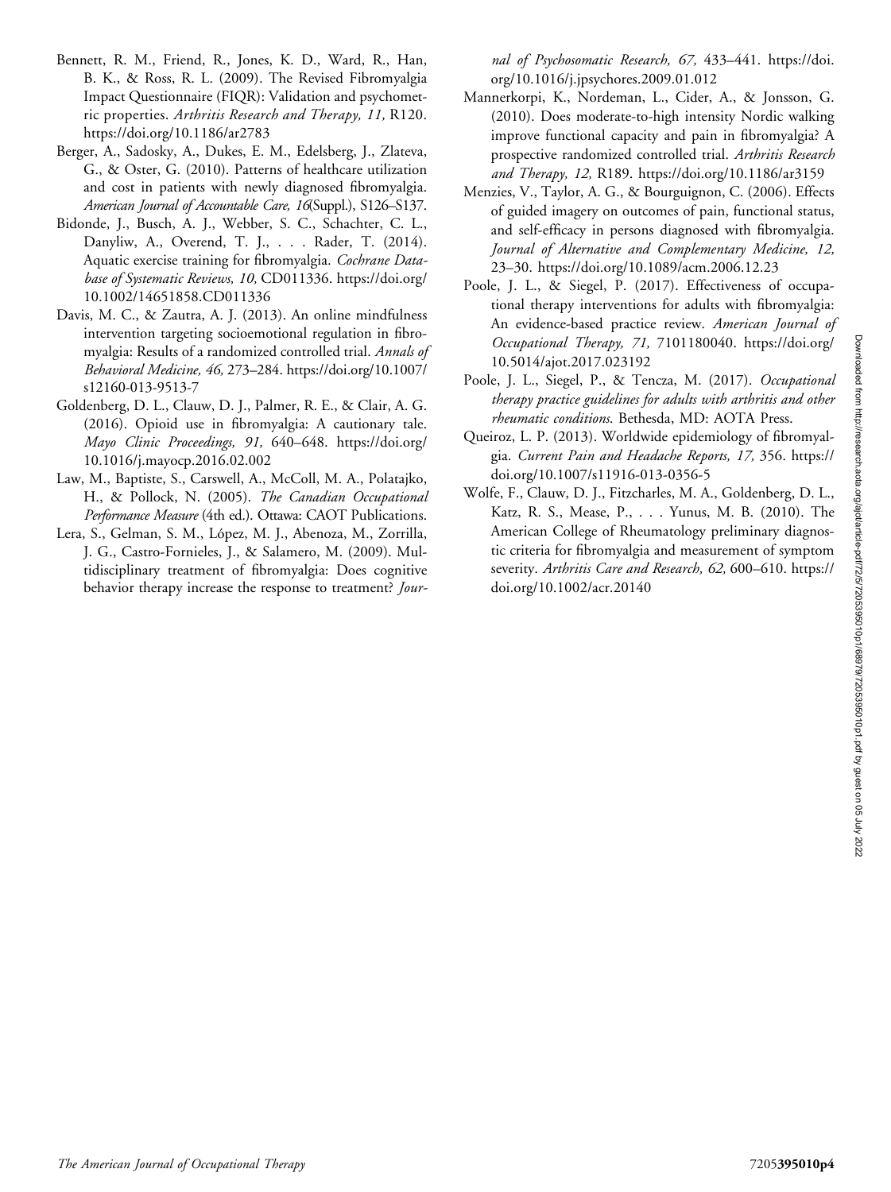Bennett, R. M., Friend, R., Jones, K. D., Ward, R., Han, B. K., & Ross, R. L. (2009). The Revised Fibromyalgia Impact Questionnaire (FIQR): Validation and psychometric properties. *Arthritis Research and Therapy, 11,* R120. https://doi.org/10.1186/ar2783

Berger, A., Sadosky, A., Dukes, E. M., Edelsberg, J., Zlateva, G., & Oster, G. (2010). Patterns of healthcare utilization and cost in patients with newly diagnosed fibromyalgia. *American Journal of Accountable Care, 16*(Suppl.), S126–S137.

Bidonde, J., Busch, A. J., Webber, S. C., Schachter, C. L., Danyliw, A., Overend, T. J., . . . Rader, T. (2014). Aquatic exercise training for fibromyalgia. *Cochrane Database of Systematic Reviews, 10,* CD011336. https://doi.org/10.1002/14651858.CD011336

Davis, M. C., & Zautra, A. J. (2013). An online mindfulness intervention targeting socioemotional regulation in fibromyalgia: Results of a randomized controlled trial. *Annals of Behavioral Medicine, 46,* 273–284. https://doi.org/10.1007/s12160-013-9513-7

Goldenberg, D. L., Clauw, D. J., Palmer, R. E., & Clair, A. G. (2016). Opioid use in fibromyalgia: A cautionary tale. *Mayo Clinic Proceedings, 91,* 640–648. https://doi.org/10.1016/j.mayocp.2016.02.002

Law, M., Baptiste, S., Carswell, A., McColl, M. A., Polatajko, H., & Pollock, N. (2005). *The Canadian Occupational Performance Measure* (4th ed.). Ottawa: CAOT Publications.

Lera, S., Gelman, S. M., López, M. J., Abenoza, M., Zorrilla, J. G., Castro-Fornieles, J., & Salamero, M. (2009). Multidisciplinary treatment of fibromyalgia: Does cognitive behavior therapy increase the response to treatment? *Journal of Psychosomatic Research, 67,* 433–441. https://doi.org/10.1016/j.jpsychores.2009.01.012

Mannerkorpi, K., Nordeman, L., Cider, A., & Jonsson, G. (2010). Does moderate-to-high intensity Nordic walking improve functional capacity and pain in fibromyalgia? A prospective randomized controlled trial. *Arthritis Research and Therapy, 12,* R189. https://doi.org/10.1186/ar3159

Menzies, V., Taylor, A. G., & Bourguignon, C. (2006). Effects of guided imagery on outcomes of pain, functional status, and self-efficacy in persons diagnosed with fibromyalgia. *Journal of Alternative and Complementary Medicine, 12,* 23–30. https://doi.org/10.1089/acm.2006.12.23

Poole, J. L., & Siegel, P. (2017). Effectiveness of occupational therapy interventions for adults with fibromyalgia: An evidence-based practice review. *American Journal of Occupational Therapy, 71,* 7101180040. https://doi.org/10.5014/ajot.2017.023192

Poole, J. L., Siegel, P., & Tencza, M. (2017). *Occupational therapy practice guidelines for adults with arthritis and other rheumatic conditions.* Bethesda, MD: AOTA Press.

Queiroz, L. P. (2013). Worldwide epidemiology of fibromyalgia. *Current Pain and Headache Reports, 17,* 356. https://doi.org/10.1007/s11916-013-0356-5

Wolfe, F., Clauw, D. J., Fitzcharles, M. A., Goldenberg, D. L., Katz, R. S., Mease, P., . . . Yunus, M. B. (2010). The American College of Rheumatology preliminary diagnostic criteria for fibromyalgia and measurement of symptom severity. *Arthritis Care and Research, 62,* 600–610. https://doi.org/10.1002/acr.20140